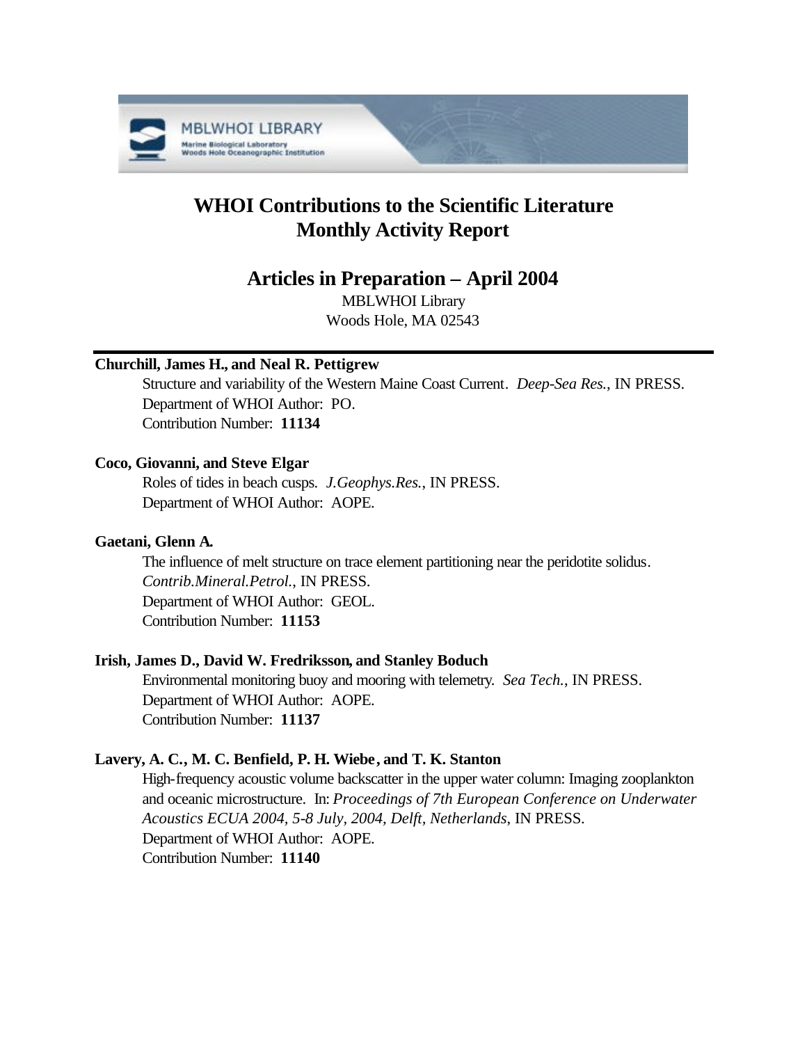# WHOI Contributions to the Scientific Literature Monthly Activity Report

## Articles in Preparation – April 2004

MBLWHOI Library
Woods Hole, MA 02543

---

**Churchill, James H., and Neal R. Pettigrew**

Structure and variability of the Western Maine Coast Current. *Deep-Sea Res.*, IN PRESS.
Department of WHOI Author: PO.
Contribution Number: **11134**

**Coco, Giovanni, and Steve Elgar**

Roles of tides in beach cusps. *J.Geophys.Res.*, IN PRESS.
Department of WHOI Author: AOPE.

**Gaetani, Glenn A.**

The influence of melt structure on trace element partitioning near the peridotite solidus. *Contrib.Mineral.Petrol.*, IN PRESS.
Department of WHOI Author: GEOL.
Contribution Number: **11153**

**Irish, James D., David W. Fredriksson, and Stanley Boduch**

Environmental monitoring buoy and mooring with telemetry. *Sea Tech.*, IN PRESS.
Department of WHOI Author: AOPE.
Contribution Number: **11137**

**Lavery, A. C., M. C. Benfield, P. H. Wiebe, and T. K. Stanton**

High-frequency acoustic volume backscatter in the upper water column: Imaging zooplankton and oceanic microstructure. In: *Proceedings of 7th European Conference on Underwater Acoustics ECUA 2004, 5-8 July, 2004, Delft, Netherlands*, IN PRESS.
Department of WHOI Author: AOPE.
Contribution Number: **11140**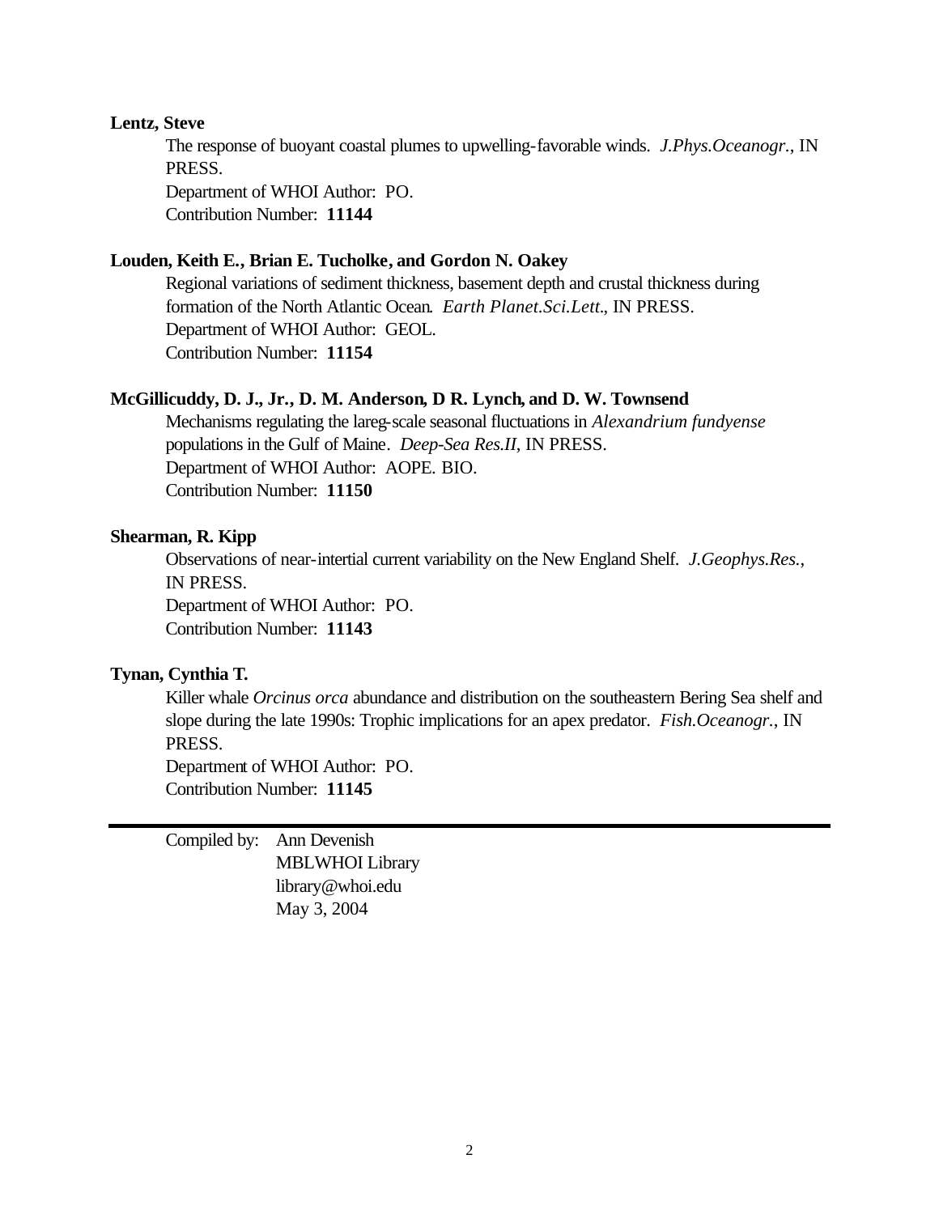**Lentz, Steve**

The response of buoyant coastal plumes to upwelling-favorable winds. *J.Phys.Oceanogr.*, IN PRESS.
Department of WHOI Author: PO.
Contribution Number: **11144**

**Louden, Keith E., Brian E. Tucholke, and Gordon N. Oakey**

Regional variations of sediment thickness, basement depth and crustal thickness during formation of the North Atlantic Ocean. *Earth Planet.Sci.Lett.*, IN PRESS.
Department of WHOI Author: GEOL.
Contribution Number: **11154**

**McGillicuddy, D. J., Jr., D. M. Anderson, D R. Lynch, and D. W. Townsend**

Mechanisms regulating the lareg-scale seasonal fluctuations in *Alexandrium fundyense* populations in the Gulf of Maine. *Deep-Sea Res.II*, IN PRESS.
Department of WHOI Author: AOPE. BIO.
Contribution Number: **11150**

**Shearman, R. Kipp**

Observations of near-intertial current variability on the New England Shelf. *J.Geophys.Res.*, IN PRESS.
Department of WHOI Author: PO.
Contribution Number: **11143**

**Tynan, Cynthia T.**

Killer whale *Orcinus orca* abundance and distribution on the southeastern Bering Sea shelf and slope during the late 1990s: Trophic implications for an apex predator. *Fish.Oceanogr.*, IN PRESS.
Department of WHOI Author: PO.
Contribution Number: **11145**

---

Compiled by: Ann Devenish
MBLWHOI Library
library@whoi.edu
May 3, 2004